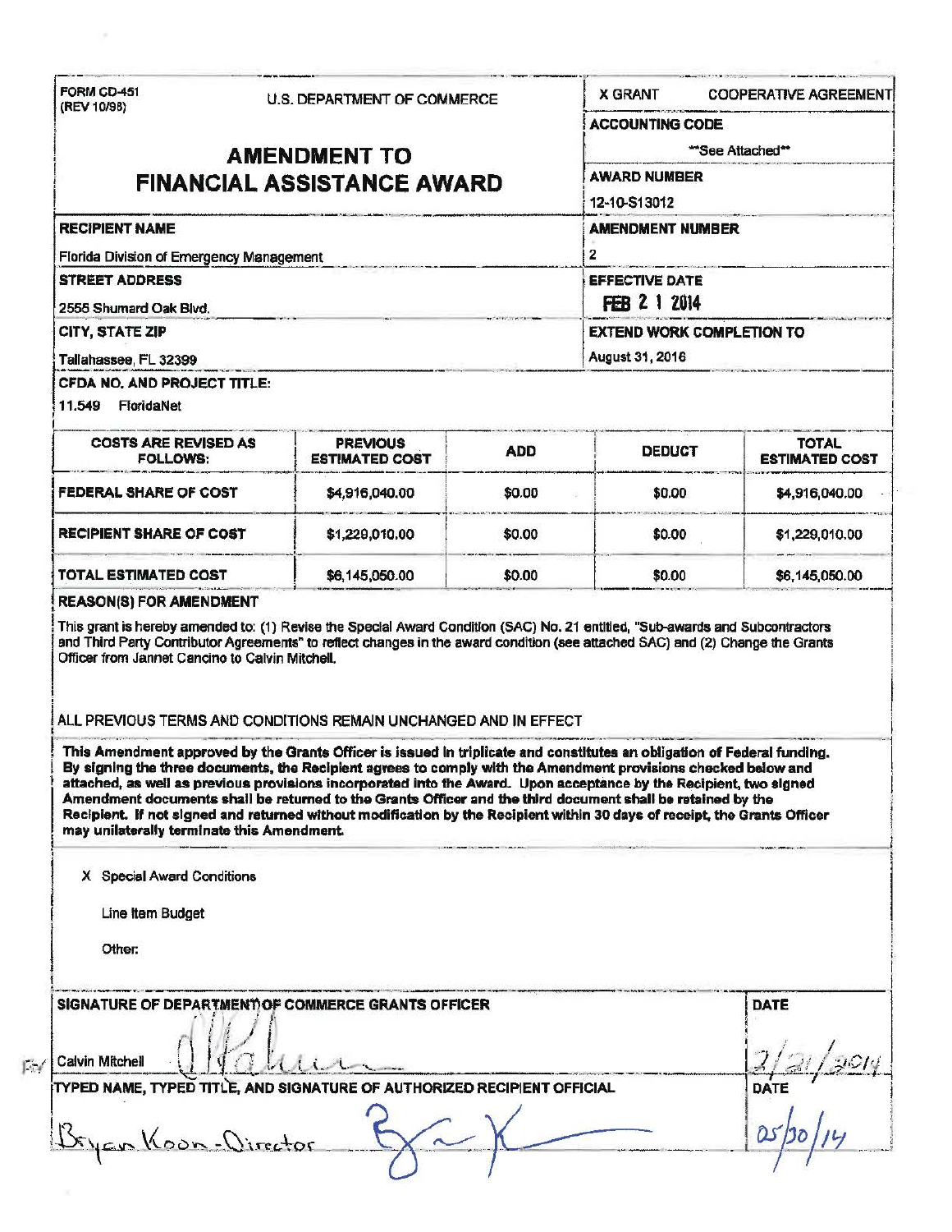FORM CD-451
(REV 10/98)

U.S. DEPARTMENT OF COMMERCE

# AMENDMENT TO FINANCIAL ASSISTANCE AWARD

| | |
|---|---|
| X GRANT | COOPERATIVE AGREEMENT |
| **ACCOUNTING CODE** | **See Attached** |
| **AWARD NUMBER** | 12-10-S13012 |
| **AMENDMENT NUMBER** | 2 |
| **EFFECTIVE DATE** | FEB 21 2014 |
| **EXTEND WORK COMPLETION TO** | August 31, 2016 |

**RECIPIENT NAME**
Florida Division of Emergency Management

**STREET ADDRESS**
2555 Shumard Oak Blvd.

**CITY, STATE ZIP**
Tallahassee, FL 32399

**CFDA NO. AND PROJECT TITLE:**
11.549 FloridaNet

| COSTS ARE REVISED AS FOLLOWS: | PREVIOUS ESTIMATED COST | ADD | DEDUCT | TOTAL ESTIMATED COST |
|---|---|---|---|---|
| FEDERAL SHARE OF COST | $4,916,040.00 | $0.00 | $0.00 | $4,916,040.00 |
| RECIPIENT SHARE OF COST | $1,229,010.00 | $0.00 | $0.00 | $1,229,010.00 |
| TOTAL ESTIMATED COST | $6,145,050.00 | $0.00 | $0.00 | $6,145,050.00 |

**REASON(S) FOR AMENDMENT**

This grant is hereby amended to: (1) Revise the Special Award Condition (SAC) No. 21 entitled, "Sub-awards and Subcontractors and Third Party Contributor Agreements" to reflect changes in the award condition (see attached SAC) and (2) Change the Grants Officer from Jannet Cancino to Calvin Mitchell.

ALL PREVIOUS TERMS AND CONDITIONS REMAIN UNCHANGED AND IN EFFECT

**This Amendment approved by the Grants Officer is issued in triplicate and constitutes an obligation of Federal funding. By signing the three documents, the Recipient agrees to comply with the Amendment provisions checked below and attached, as well as previous provisions incorporated into the Award. Upon acceptance by the Recipient, two signed Amendment documents shall be returned to the Grants Officer and the third document shall be retained by the Recipient. If not signed and returned without modification by the Recipient within 30 days of receipt, the Grants Officer may unilaterally terminate this Amendment.**

X Special Award Conditions

Line Item Budget

Other:

| SIGNATURE OF DEPARTMENT OF COMMERCE GRANTS OFFICER | DATE |
|---|---|
| Calvin Mitchell | 2/21/2014 |
| **TYPED NAME, TYPED TITLE, AND SIGNATURE OF AUTHORIZED RECIPIENT OFFICIAL** | **DATE** |
| Bryan Koon - Director | 05/20/14 |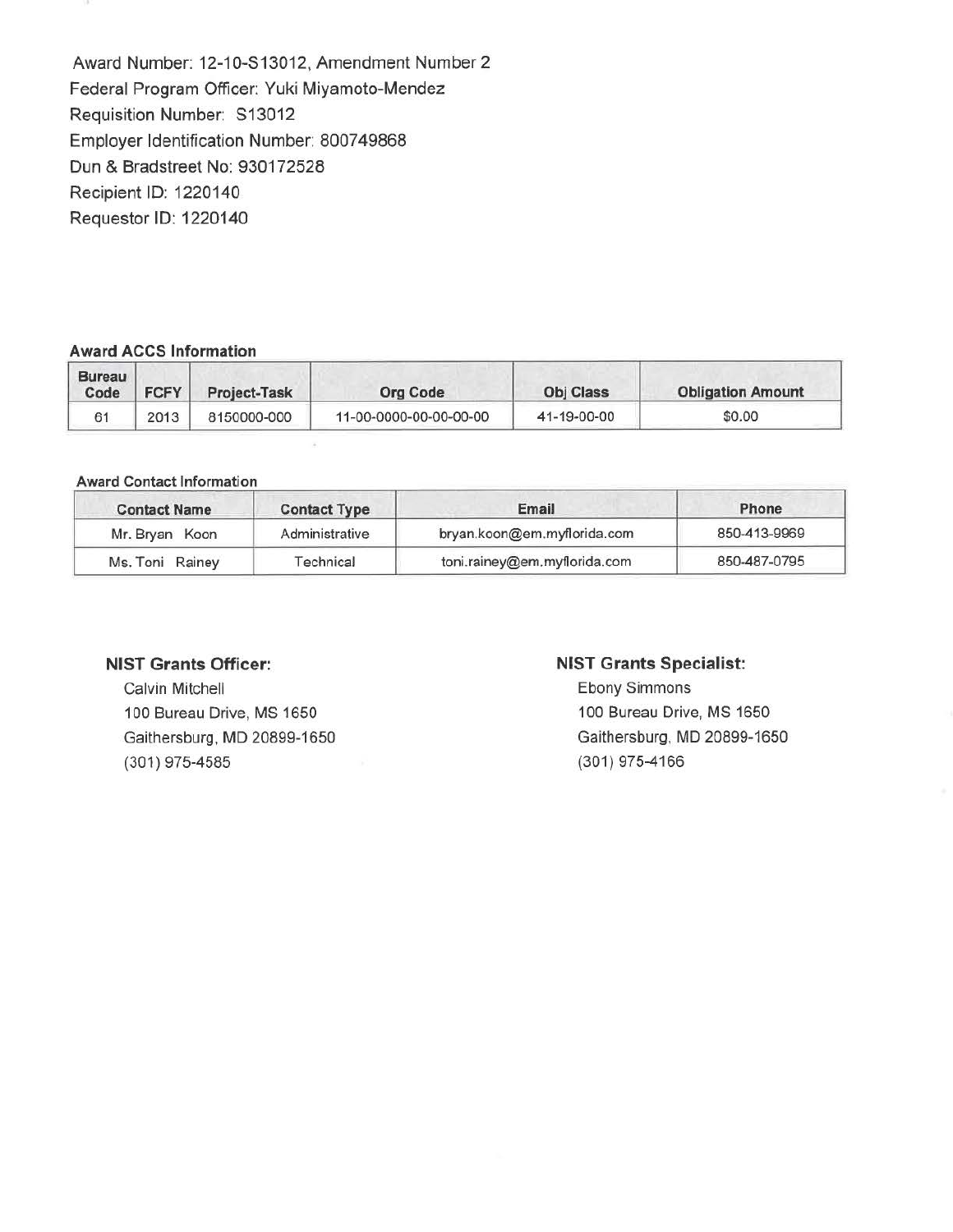Award Number: 12-10-S13012, Amendment Number 2
Federal Program Officer: Yuki Miyamoto-Mendez
Requisition Number: S13012
Employer Identification Number: 800749868
Dun & Bradstreet No: 930172528
Recipient ID: 1220140
Requestor ID: 1220140

**Award ACCS Information**

| Bureau Code | FCFY | Project-Task | Org Code | Obj Class | Obligation Amount |
|---|---|---|---|---|---|
| 61 | 2013 | 8150000-000 | 11-00-0000-00-00-00-00 | 41-19-00-00 | $0.00 |

**Award Contact Information**

| Contact Name | Contact Type | Email | Phone |
|---|---|---|---|
| Mr. Bryan Koon | Administrative | bryan.koon@em.myflorida.com | 850-413-9969 |
| Ms. Toni Rainey | Technical | toni.rainey@em.myflorida.com | 850-487-0795 |

**NIST Grants Officer:**

Calvin Mitchell
100 Bureau Drive, MS 1650
Gaithersburg, MD 20899-1650
(301) 975-4585

**NIST Grants Specialist:**

Ebony Simmons
100 Bureau Drive, MS 1650
Gaithersburg, MD 20899-1650
(301) 975-4166